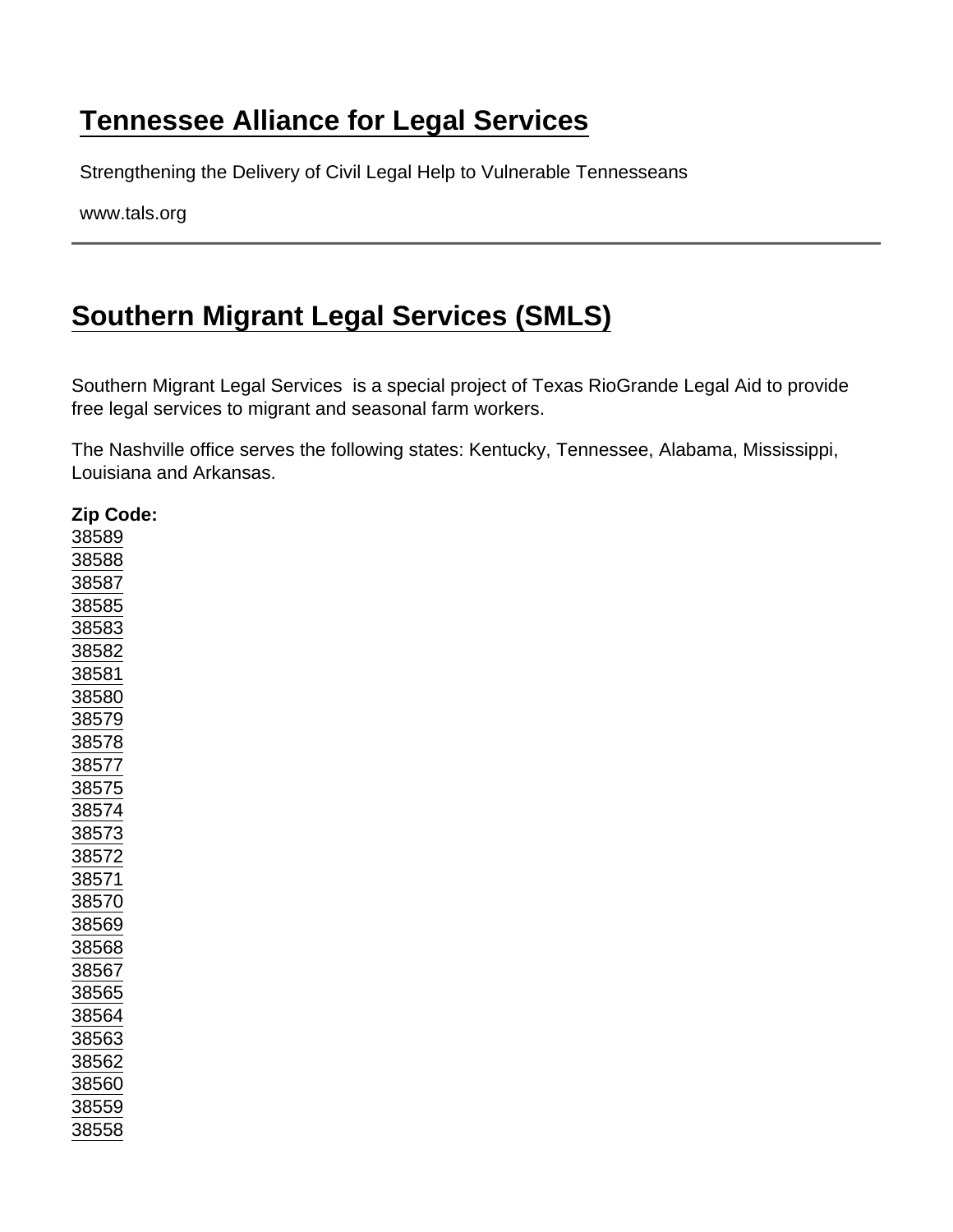# Tennessee Alliance for Legal Services

Strengthening the Delivery of Civil Legal Help to Vulnerable Tennesseans

www.tals.org

## Southern Migrant Legal Services (SMLS)

Southern Migrant Legal Services is a special project of Texas RioGrande Legal Aid to provide free legal services to migrant and seasonal farm workers.

The Nashville office serves the following states: Kentucky, Tennessee, Alabama, Mississippi, Louisiana and Arkansas.

**Zip Code:**
38589
38588
38587
38585
38583
38582
38581
38580
38579
38578
38577
38575
38574
38573
38572
38571
38570
38569
38568
38567
38565
38564
38563
38562
38560
38559
38558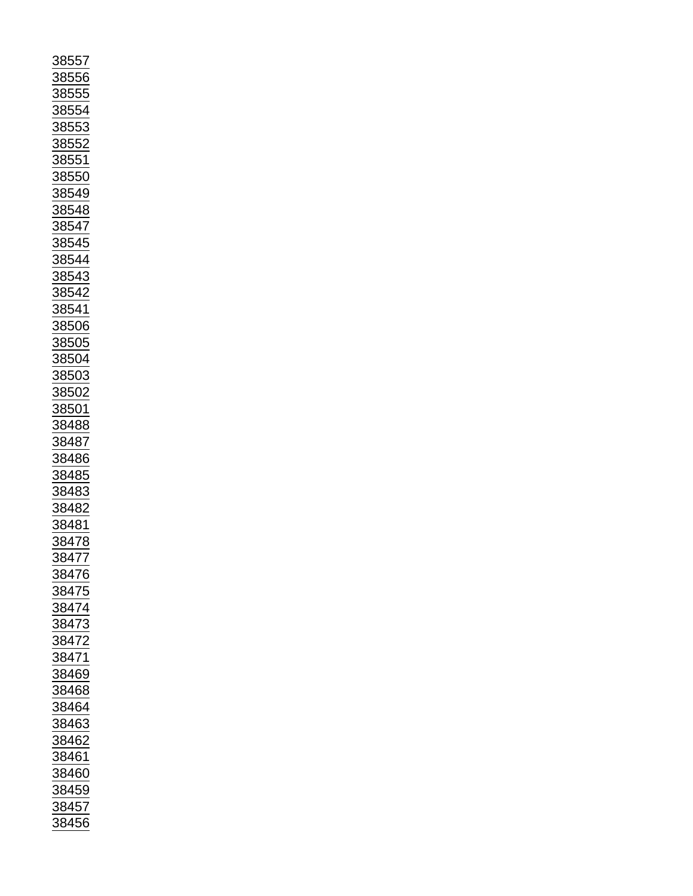38557
38556
38555
38554
38553
38552
38551
38550
38549
38548
38547
38545
38544
38543
38542
38541
38506
38505
38504
38503
38502
38501
38488
38487
38486
38485
38483
38482
38481
38478
38477
38476
38475
38474
38473
38472
38471
38469
38468
38464
38463
38462
38461
38460
38459
38457
38456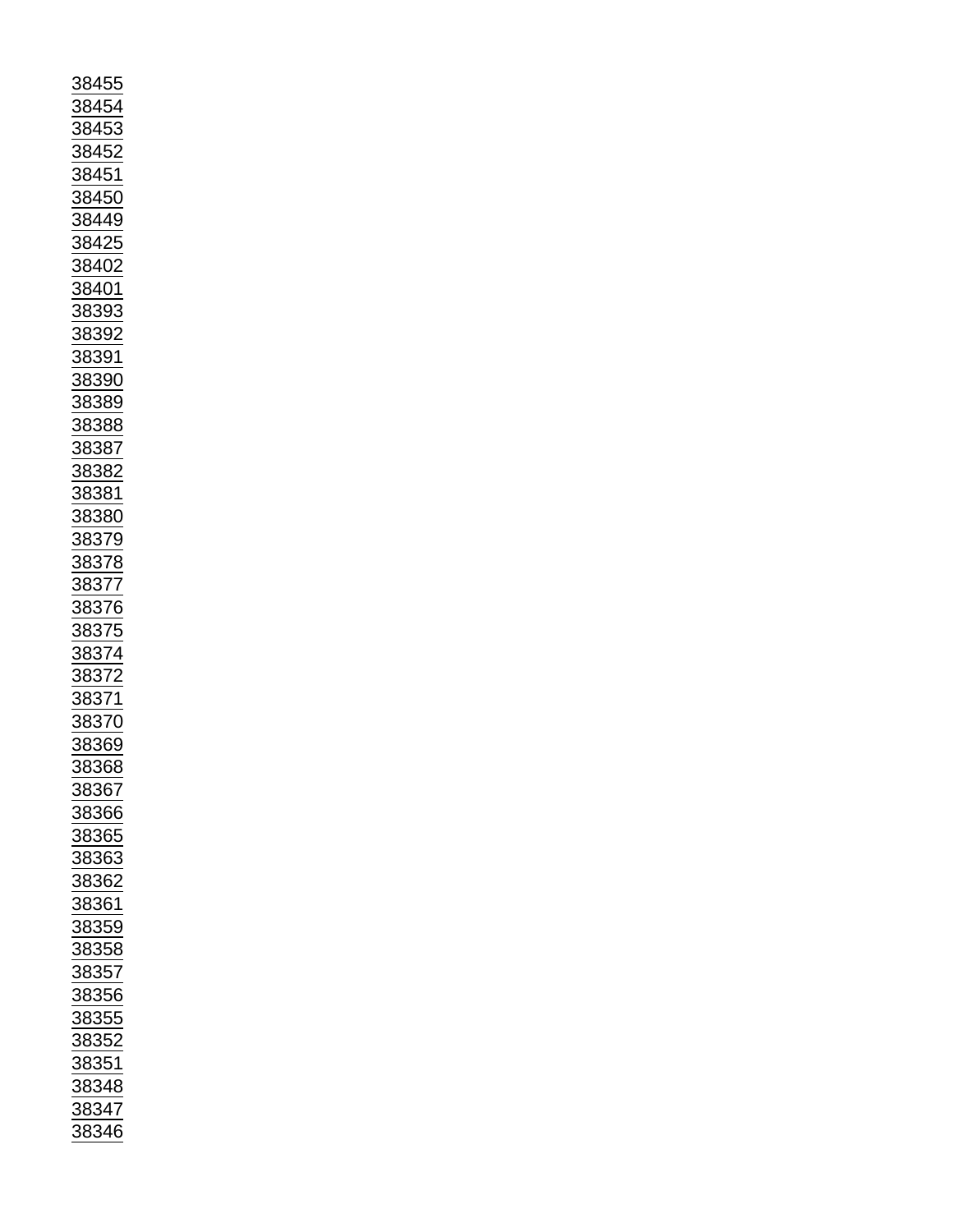38455
38454
38453
38452
38451
38450
38449
38425
38402
38401
38393
38392
38391
38390
38389
38388
38387
38382
38381
38380
38379
38378
38377
38376
38375
38374
38372
38371
38370
38369
38368
38367
38366
38365
38363
38362
38361
38359
38358
38357
38356
38355
38352
38351
38348
38347
38346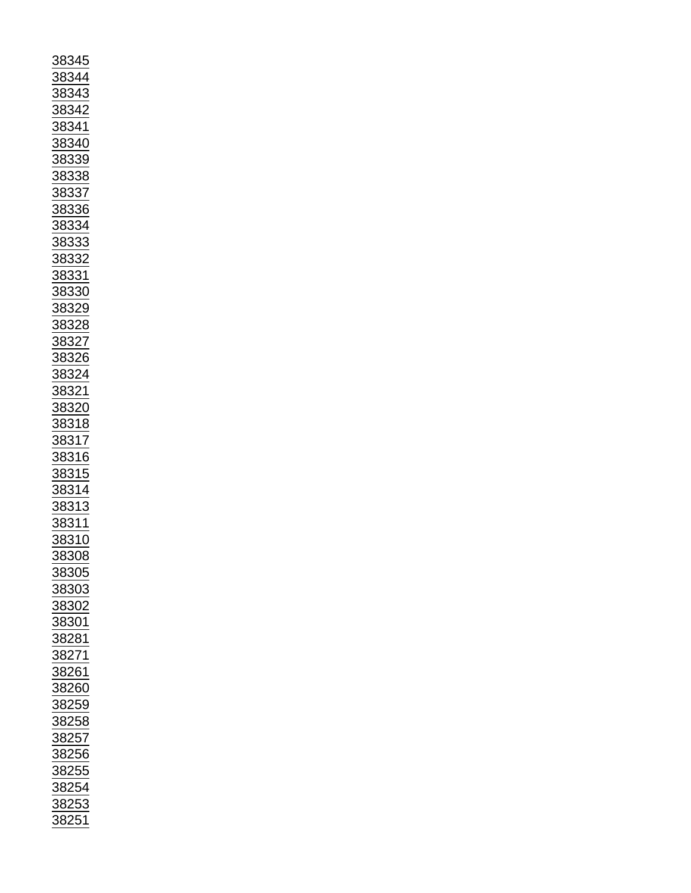38345
38344
38343
38342
38341
38340
38339
38338
38337
38336
38334
38333
38332
38331
38330
38329
38328
38327
38326
38324
38321
38320
38318
38317
38316
38315
38314
38313
38311
38310
38308
38305
38303
38302
38301
38281
38271
38261
38260
38259
38258
38257
38256
38255
38254
38253
38251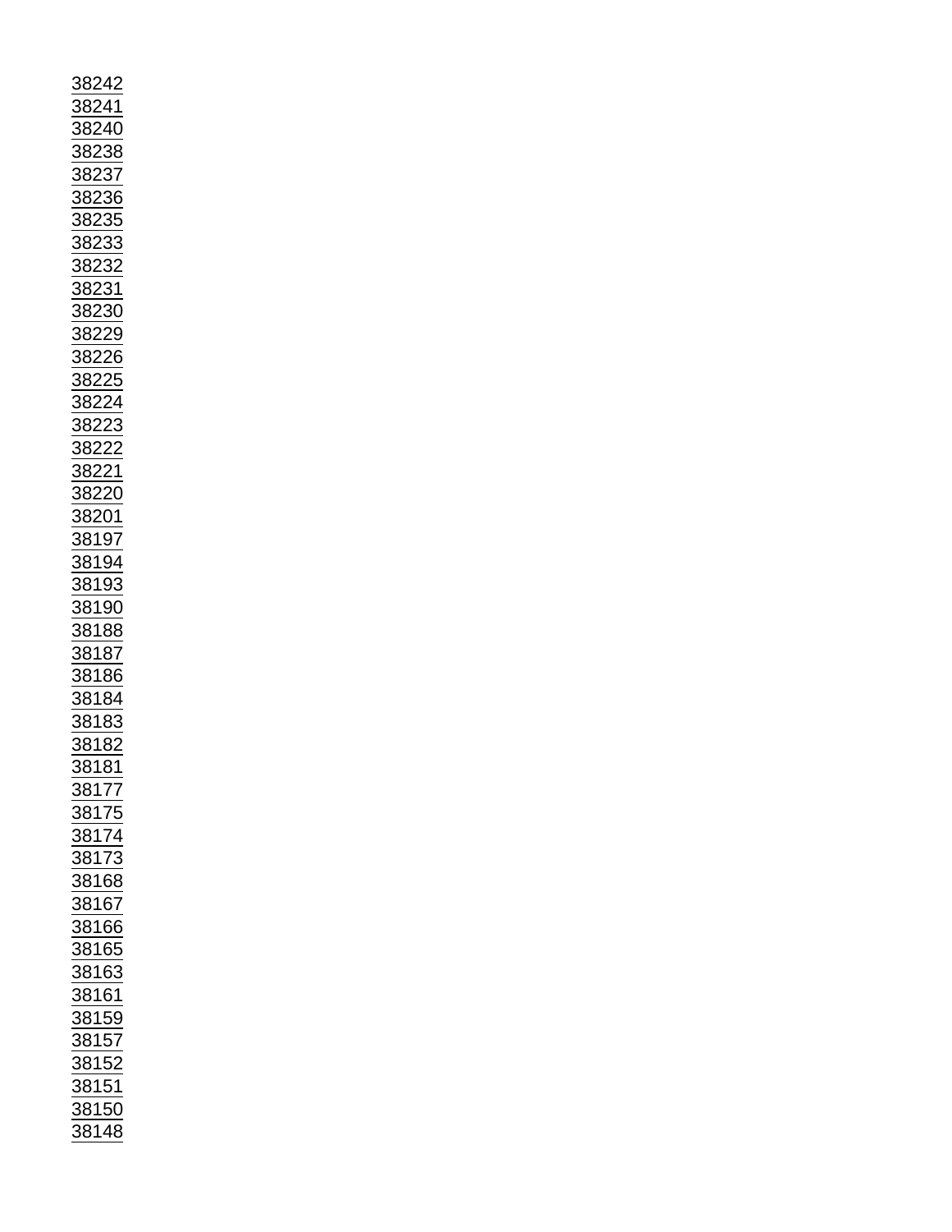38242
38241
38240
38238
38237
38236
38235
38233
38232
38231
38230
38229
38226
38225
38224
38223
38222
38221
38220
38201
38197
38194
38193
38190
38188
38187
38186
38184
38183
38182
38181
38177
38175
38174
38173
38168
38167
38166
38165
38163
38161
38159
38157
38152
38151
38150
38148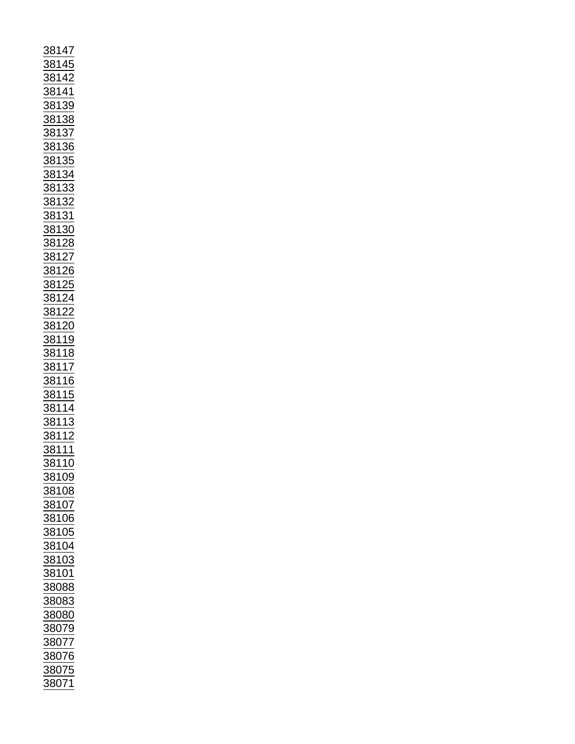38147
38145
38142
38141
38139
38138
38137
38136
38135
38134
38133
38132
38131
38130
38128
38127
38126
38125
38124
38122
38120
38119
38118
38117
38116
38115
38114
38113
38112
38111
38110
38109
38108
38107
38106
38105
38104
38103
38101
38088
38083
38080
38079
38077
38076
38075
38071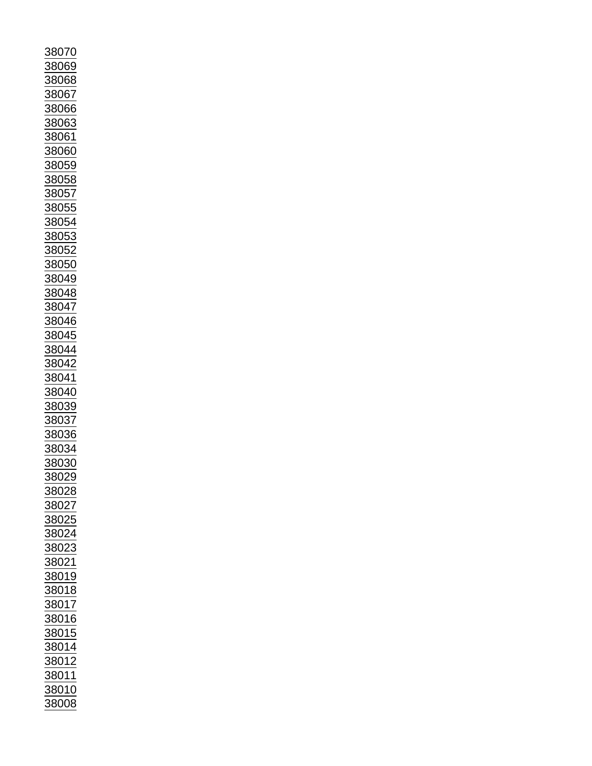38070
38069
38068
38067
38066
38063
38061
38060
38059
38058
38057
38055
38054
38053
38052
38050
38049
38048
38047
38046
38045
38044
38042
38041
38040
38039
38037
38036
38034
38030
38029
38028
38027
38025
38024
38023
38021
38019
38018
38017
38016
38015
38014
38012
38011
38010
38008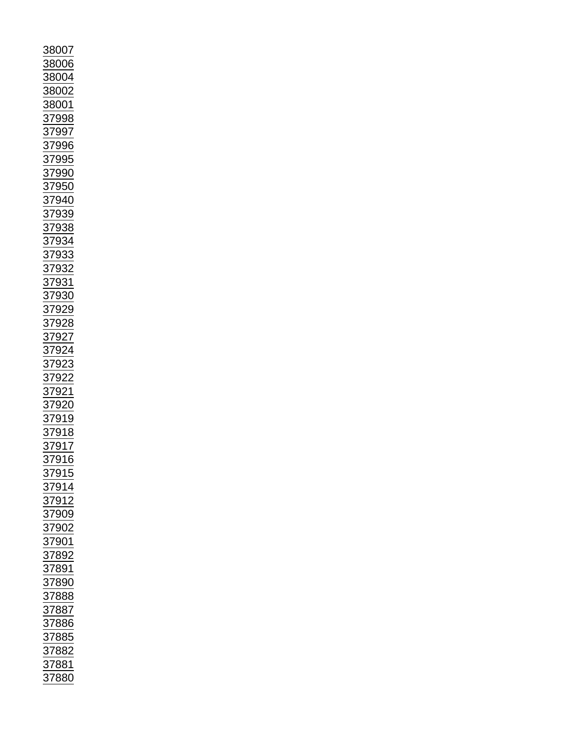38007
38006
38004
38002
38001
37998
37997
37996
37995
37990
37950
37940
37939
37938
37934
37933
37932
37931
37930
37929
37928
37927
37924
37923
37922
37921
37920
37919
37918
37917
37916
37915
37914
37912
37909
37902
37901
37892
37891
37890
37888
37887
37886
37885
37882
37881
37880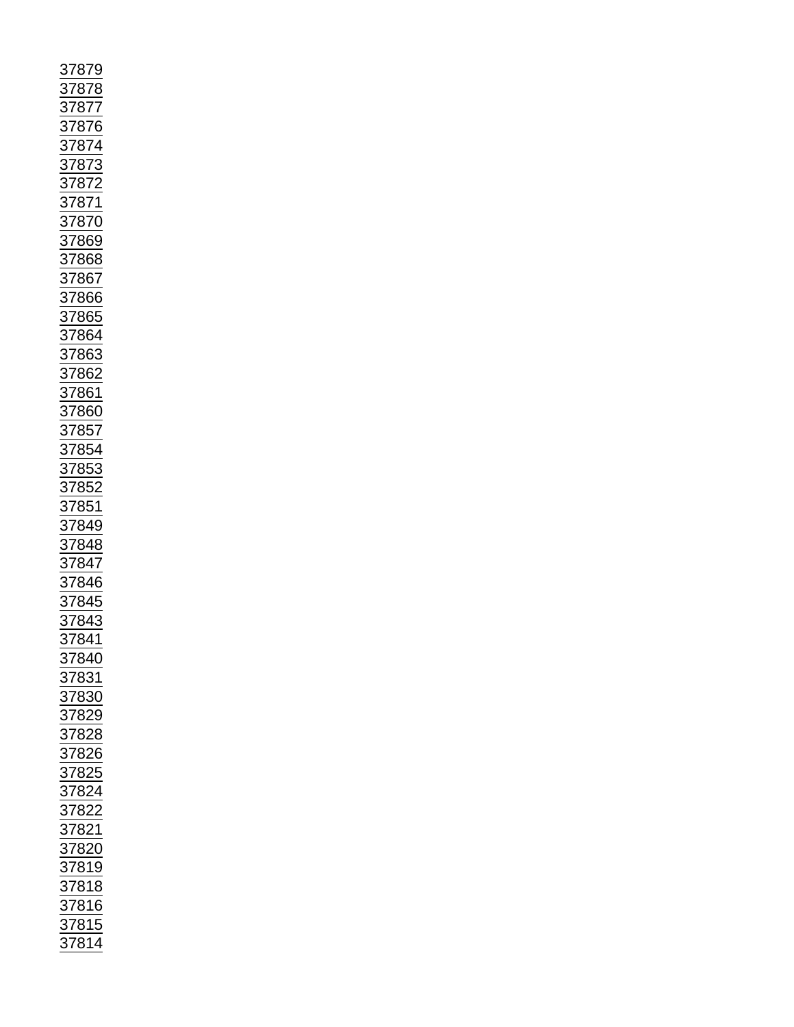37879
37878
37877
37876
37874
37873
37872
37871
37870
37869
37868
37867
37866
37865
37864
37863
37862
37861
37860
37857
37854
37853
37852
37851
37849
37848
37847
37846
37845
37843
37841
37840
37831
37830
37829
37828
37826
37825
37824
37822
37821
37820
37819
37818
37816
37815
37814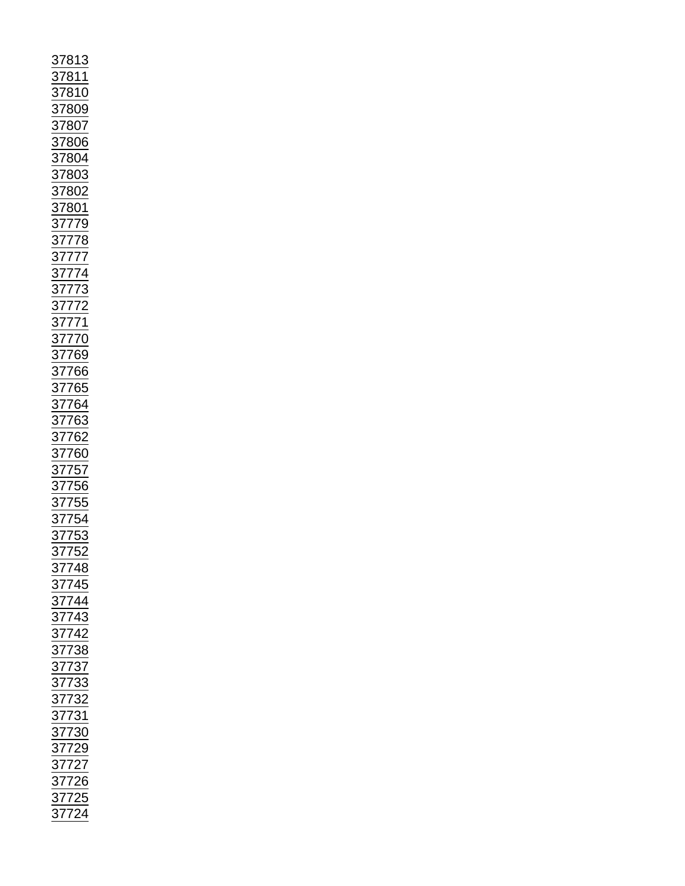37813
37811
37810
37809
37807
37806
37804
37803
37802
37801
37779
37778
37777
37774
37773
37772
37771
37770
37769
37766
37765
37764
37763
37762
37760
37757
37756
37755
37754
37753
37752
37748
37745
37744
37743
37742
37738
37737
37733
37732
37731
37730
37729
37727
37726
37725
37724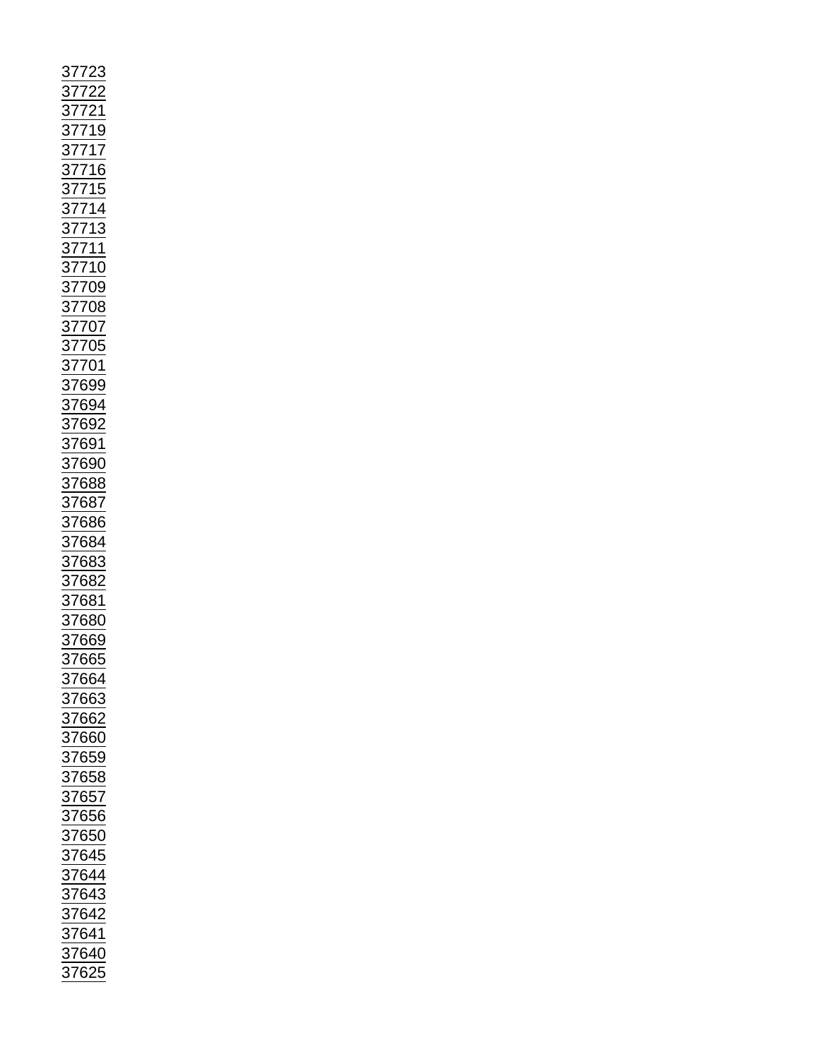37723
37722
37721
37719
37717
37716
37715
37714
37713
37711
37710
37709
37708
37707
37705
37701
37699
37694
37692
37691
37690
37688
37687
37686
37684
37683
37682
37681
37680
37669
37665
37664
37663
37662
37660
37659
37658
37657
37656
37650
37645
37644
37643
37642
37641
37640
37625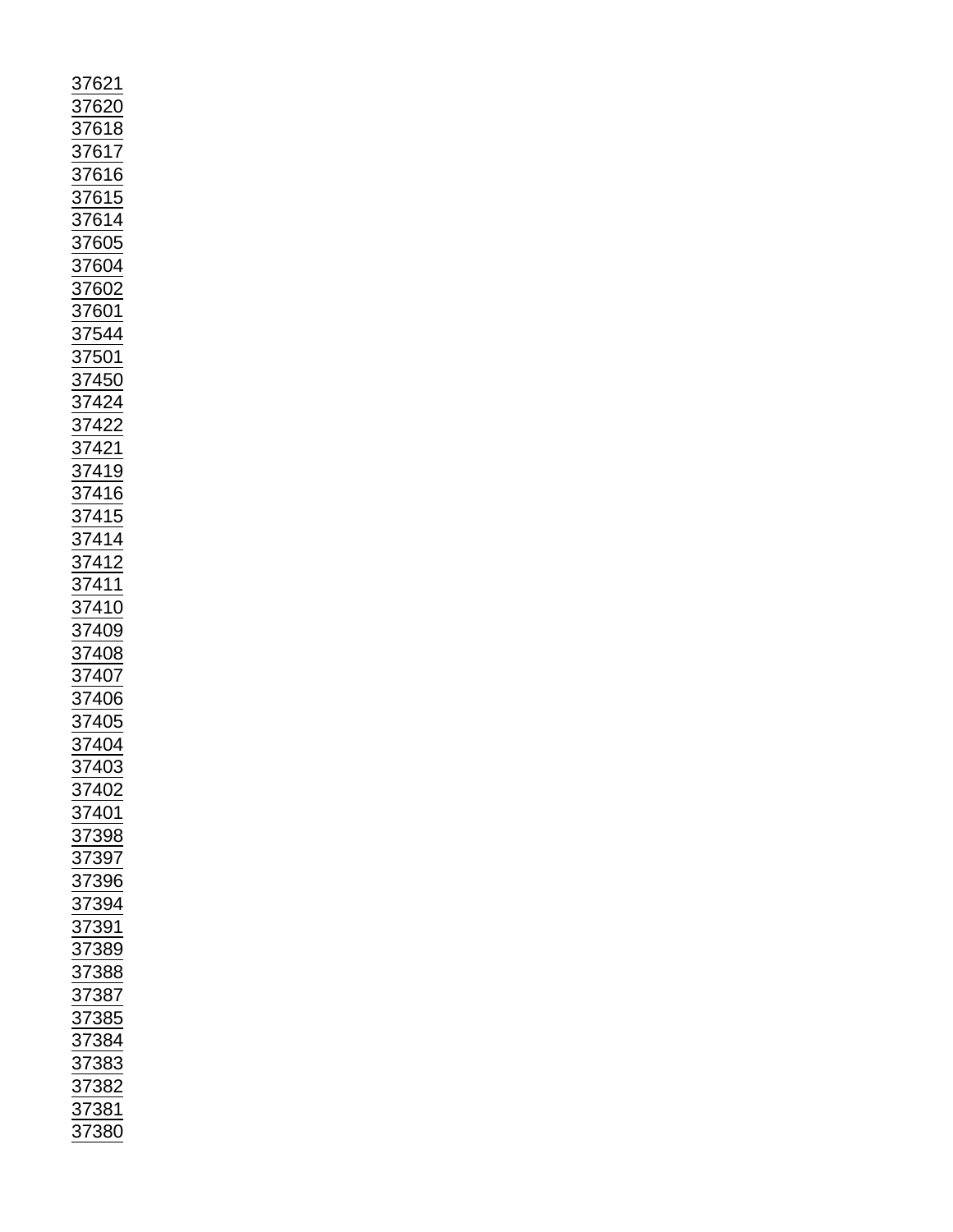37621
37620
37618
37617
37616
37615
37614
37605
37604
37602
37601
37544
37501
37450
37424
37422
37421
37419
37416
37415
37414
37412
37411
37410
37409
37408
37407
37406
37405
37404
37403
37402
37401
37398
37397
37396
37394
37391
37389
37388
37387
37385
37384
37383
37382
37381
37380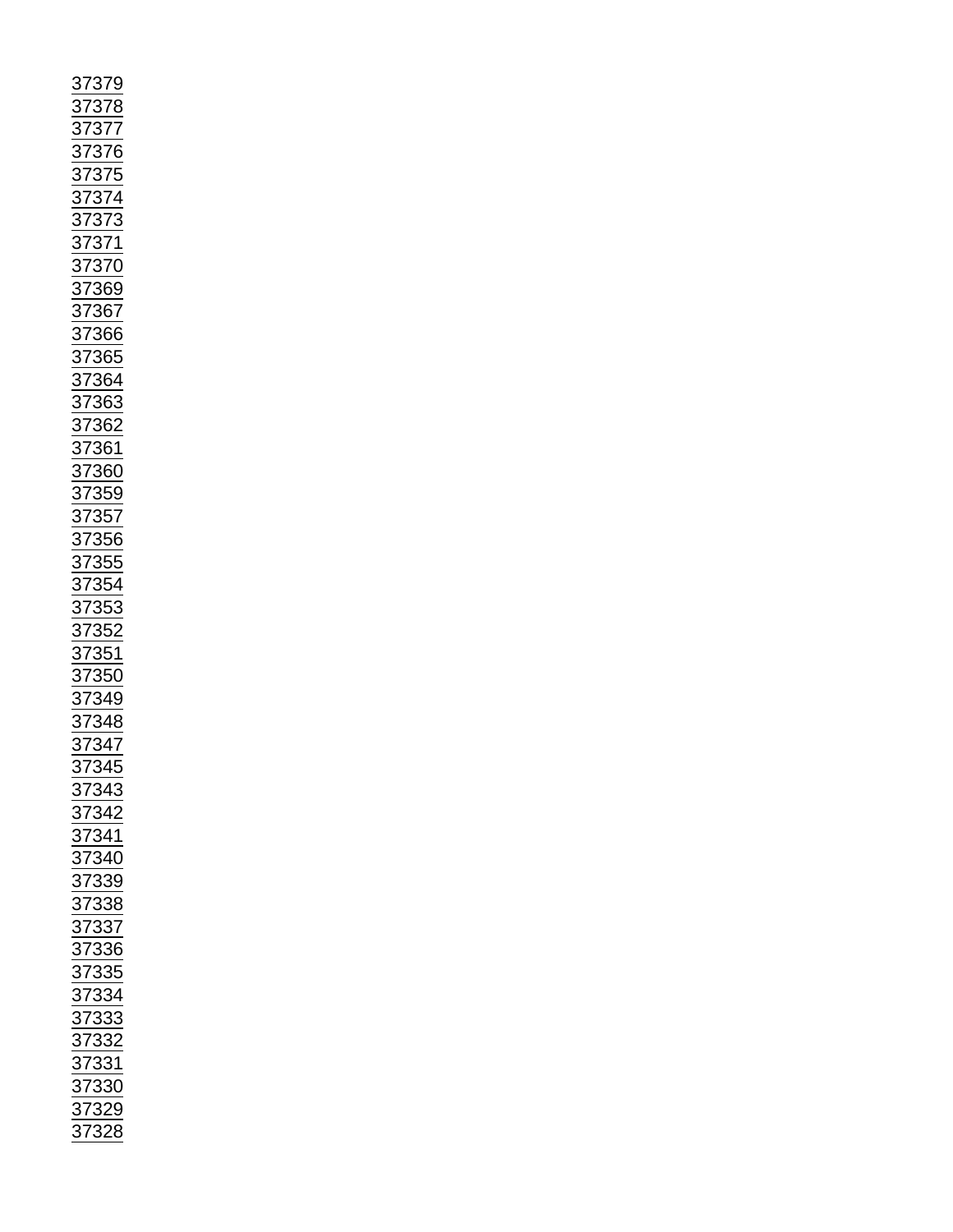37379
37378
37377
37376
37375
37374
37373
37371
37370
37369
37367
37366
37365
37364
37363
37362
37361
37360
37359
37357
37356
37355
37354
37353
37352
37351
37350
37349
37348
37347
37345
37343
37342
37341
37340
37339
37338
37337
37336
37335
37334
37333
37332
37331
37330
37329
37328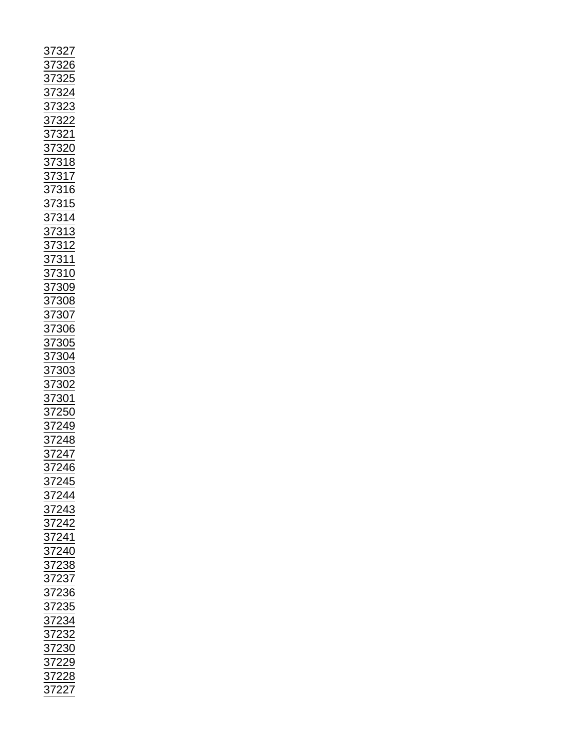37327
37326
37325
37324
37323
37322
37321
37320
37318
37317
37316
37315
37314
37313
37312
37311
37310
37309
37308
37307
37306
37305
37304
37303
37302
37301
37250
37249
37248
37247
37246
37245
37244
37243
37242
37241
37240
37238
37237
37236
37235
37234
37232
37230
37229
37228
37227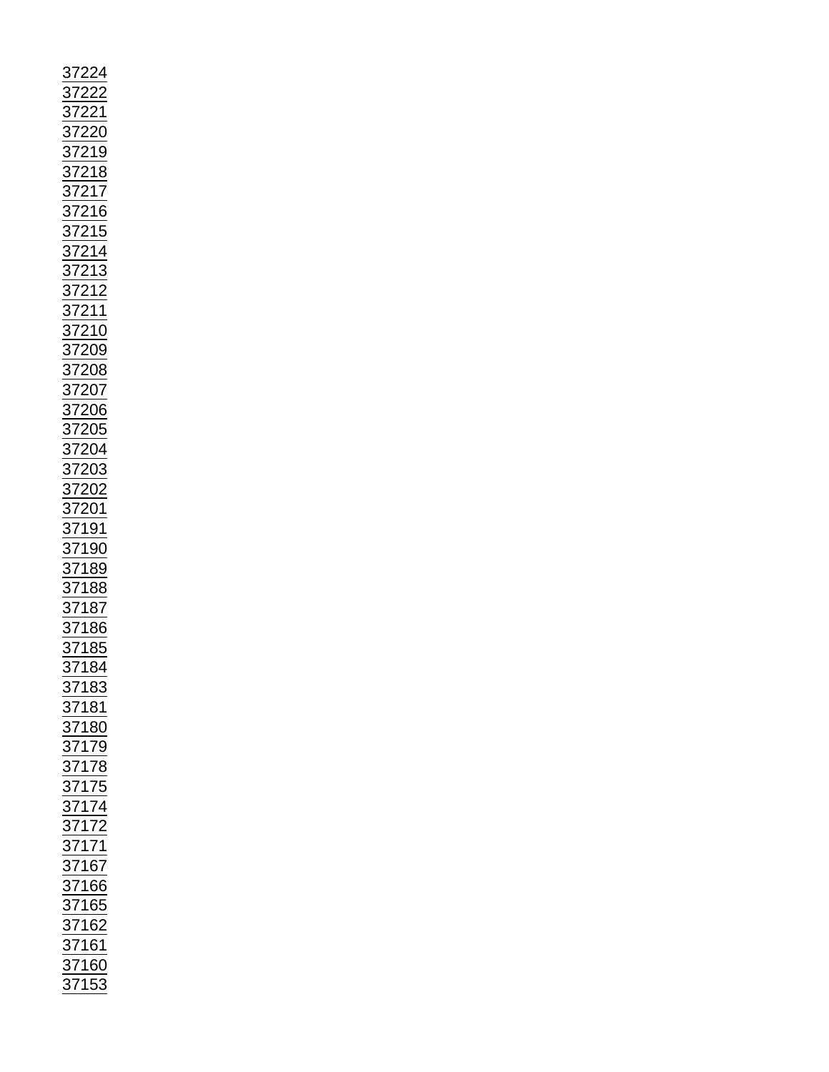37224
37222
37221
37220
37219
37218
37217
37216
37215
37214
37213
37212
37211
37210
37209
37208
37207
37206
37205
37204
37203
37202
37201
37191
37190
37189
37188
37187
37186
37185
37184
37183
37181
37180
37179
37178
37175
37174
37172
37171
37167
37166
37165
37162
37161
37160
37153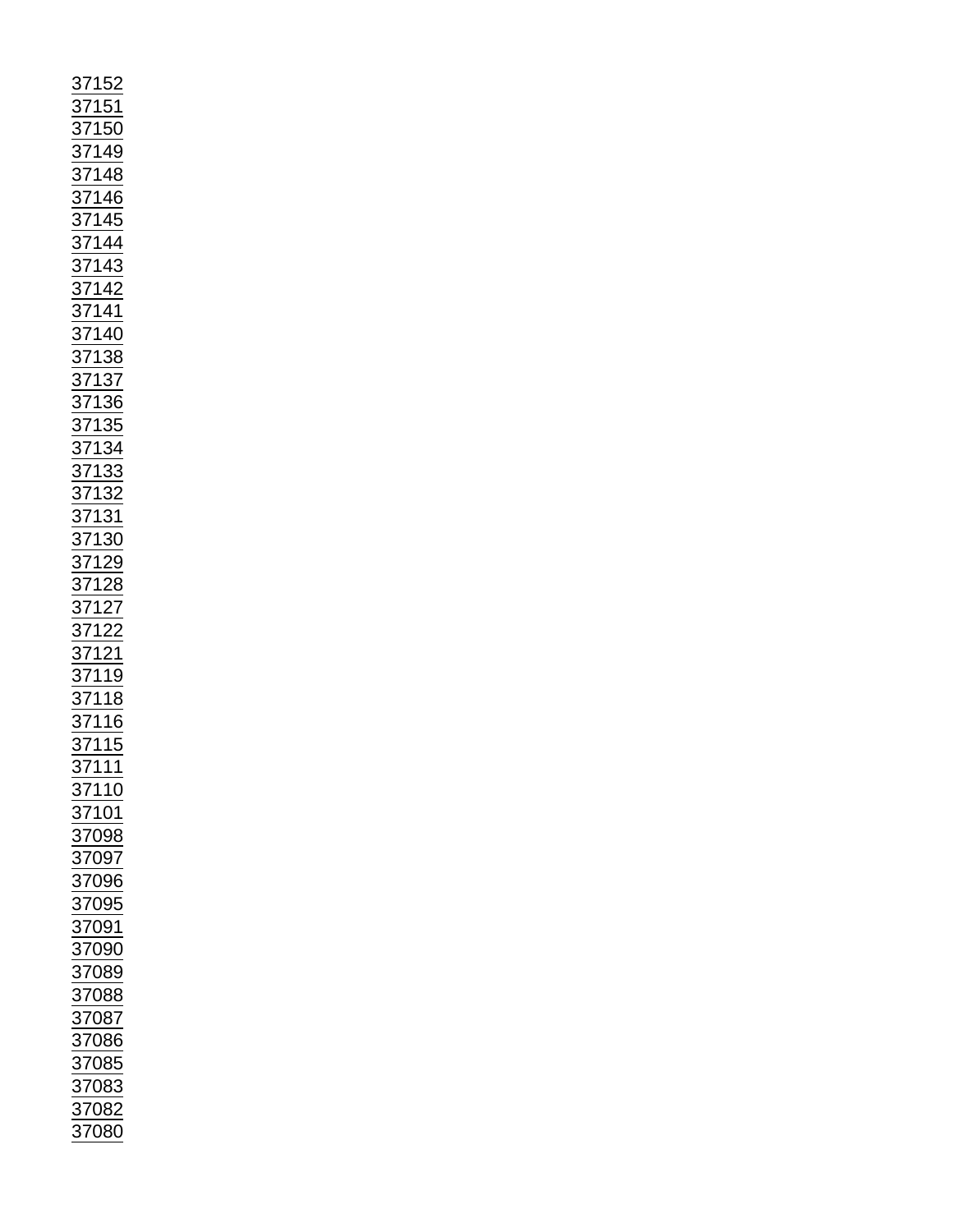37152
37151
37150
37149
37148
37146
37145
37144
37143
37142
37141
37140
37138
37137
37136
37135
37134
37133
37132
37131
37130
37129
37128
37127
37122
37121
37119
37118
37116
37115
37111
37110
37101
37098
37097
37096
37095
37091
37090
37089
37088
37087
37086
37085
37083
37082
37080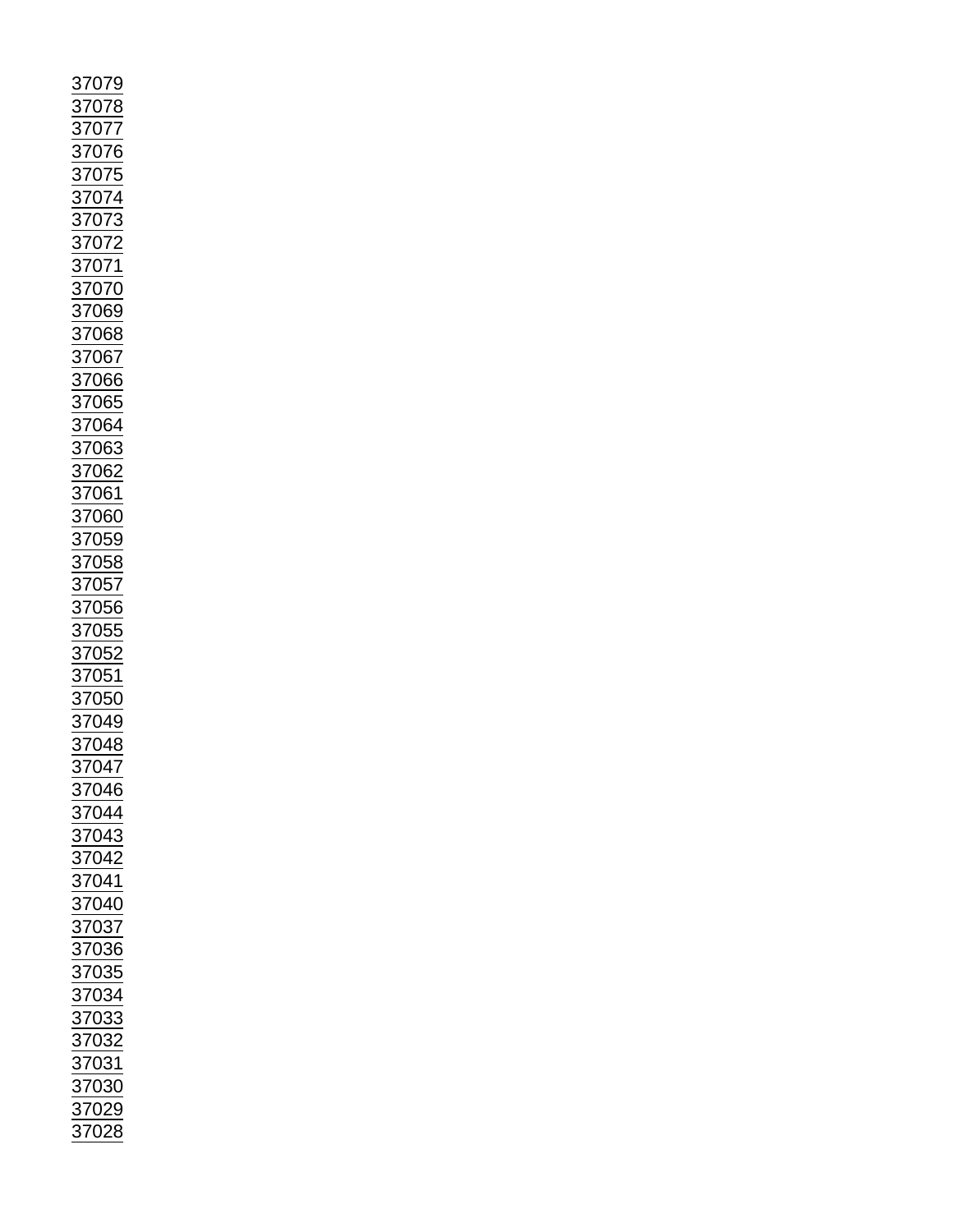37079
37078
37077
37076
37075
37074
37073
37072
37071
37070
37069
37068
37067
37066
37065
37064
37063
37062
37061
37060
37059
37058
37057
37056
37055
37052
37051
37050
37049
37048
37047
37046
37044
37043
37042
37041
37040
37037
37036
37035
37034
37033
37032
37031
37030
37029
37028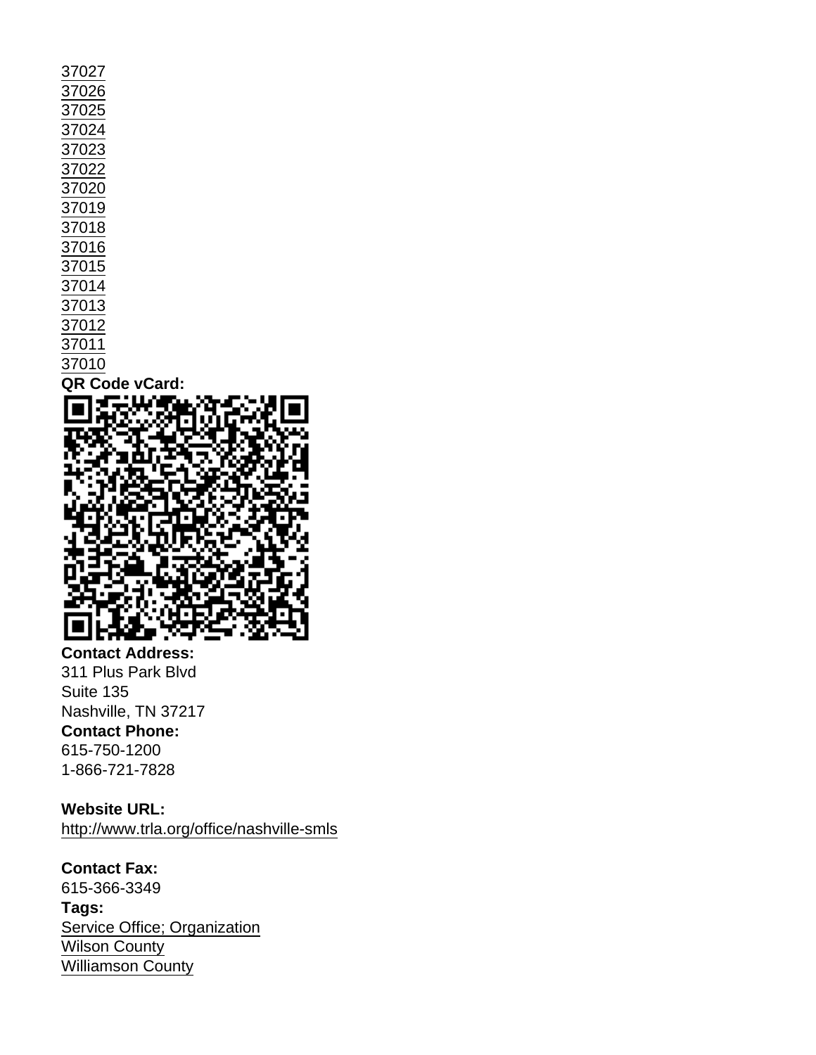37027
37026
37025
37024
37023
37022
37020
37019
37018
37016
37015
37014
37013
37012
37011
37010

**QR Code vCard:**

**Contact Address:**
311 Plus Park Blvd
Suite 135
Nashville, TN 37217

**Contact Phone:**
615-750-1200
1-866-721-7828

**Website URL:**
http://www.trla.org/office/nashville-smls

**Contact Fax:**
615-366-3349

**Tags:**
Service Office; Organization
Wilson County
Williamson County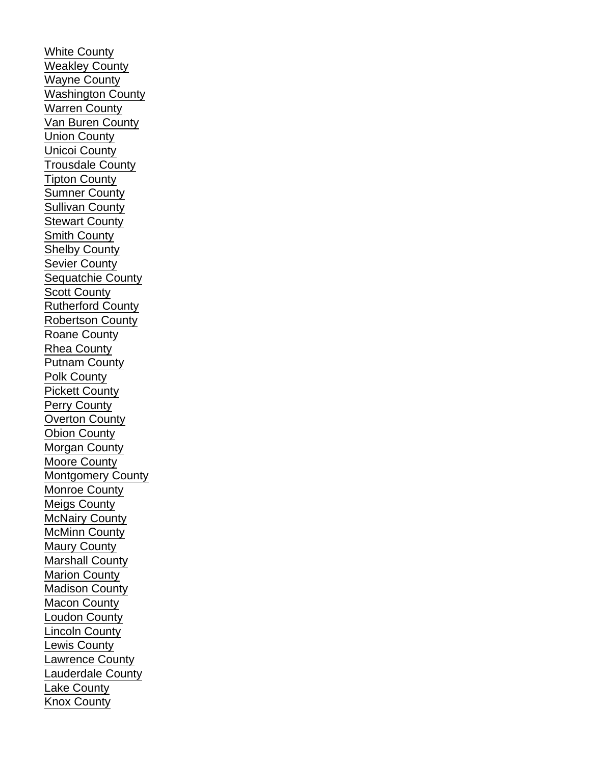White County
Weakley County
Wayne County
Washington County
Warren County
Van Buren County
Union County
Unicoi County
Trousdale County
Tipton County
Sumner County
Sullivan County
Stewart County
Smith County
Shelby County
Sevier County
Sequatchie County
Scott County
Rutherford County
Robertson County
Roane County
Rhea County
Putnam County
Polk County
Pickett County
Perry County
Overton County
Obion County
Morgan County
Moore County
Montgomery County
Monroe County
Meigs County
McNairy County
McMinn County
Maury County
Marshall County
Marion County
Madison County
Macon County
Loudon County
Lincoln County
Lewis County
Lawrence County
Lauderdale County
Lake County
Knox County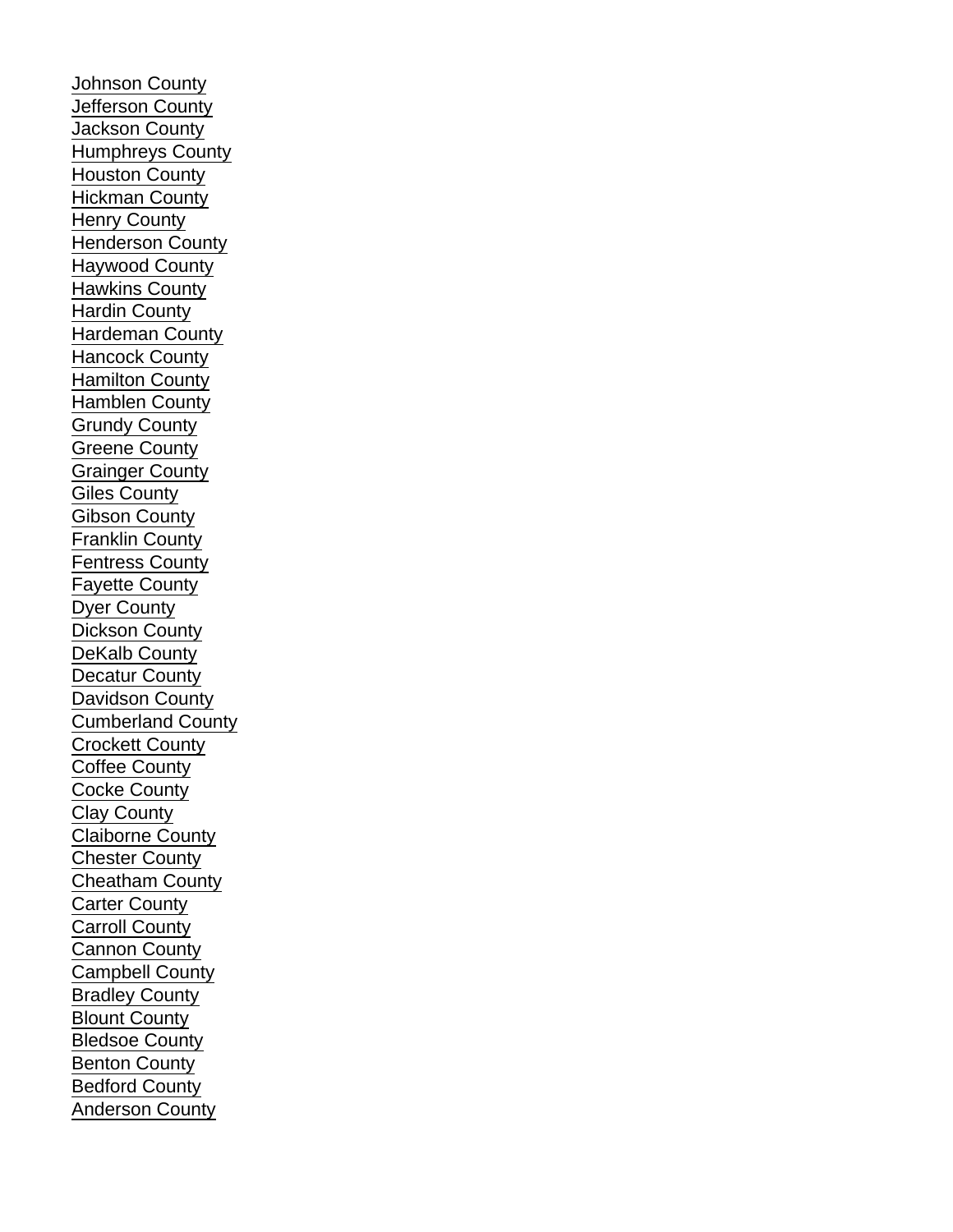Johnson County
Jefferson County
Jackson County
Humphreys County
Houston County
Hickman County
Henry County
Henderson County
Haywood County
Hawkins County
Hardin County
Hardeman County
Hancock County
Hamilton County
Hamblen County
Grundy County
Greene County
Grainger County
Giles County
Gibson County
Franklin County
Fentress County
Fayette County
Dyer County
Dickson County
DeKalb County
Decatur County
Davidson County
Cumberland County
Crockett County
Coffee County
Cocke County
Clay County
Claiborne County
Chester County
Cheatham County
Carter County
Carroll County
Cannon County
Campbell County
Bradley County
Blount County
Bledsoe County
Benton County
Bedford County
Anderson County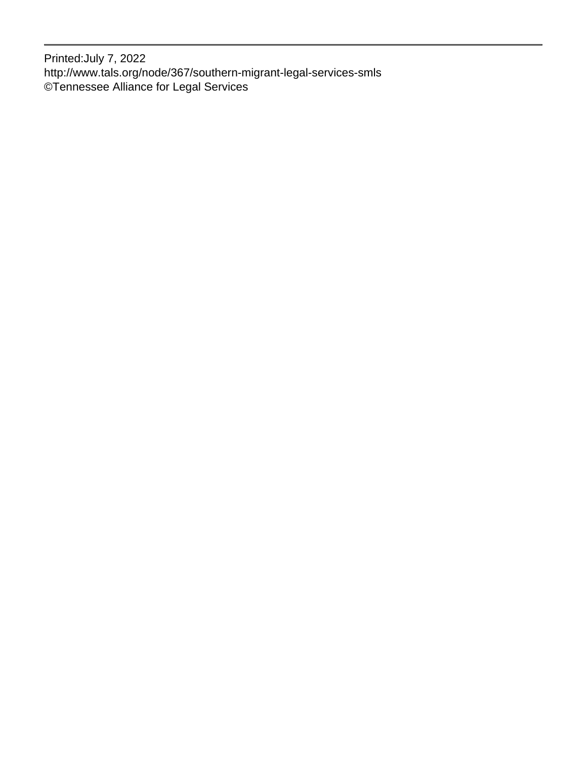Printed:July 7, 2022
http://www.tals.org/node/367/southern-migrant-legal-services-smls
©Tennessee Alliance for Legal Services